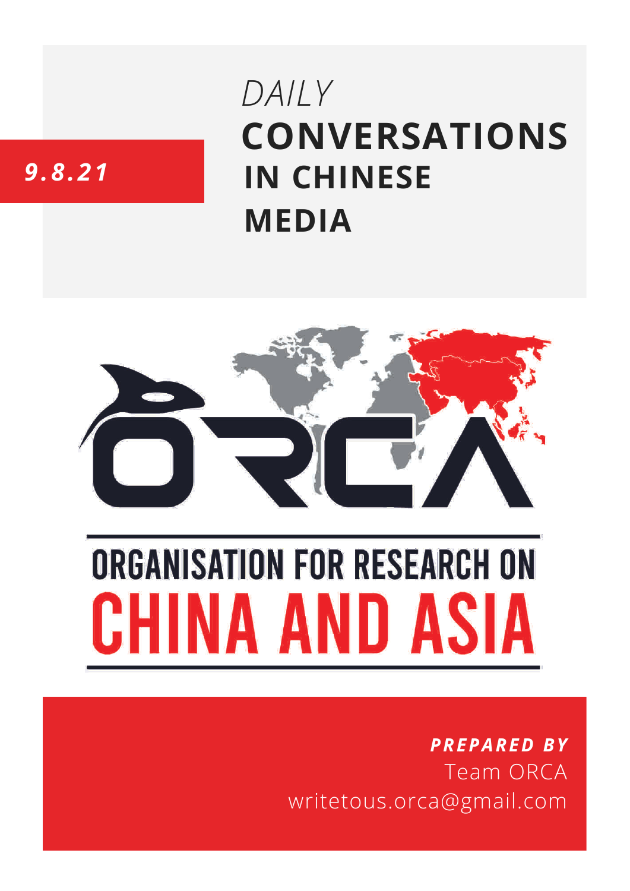*9.8.21*

# *DAILY* **CONVERSATIONS IN CHINESE MEDIA**

ORGANISATION FOR RESEARCH ON
CHINA AND ASIA

***PREPARED BY***
Team ORCA
writetous.orca@gmail.com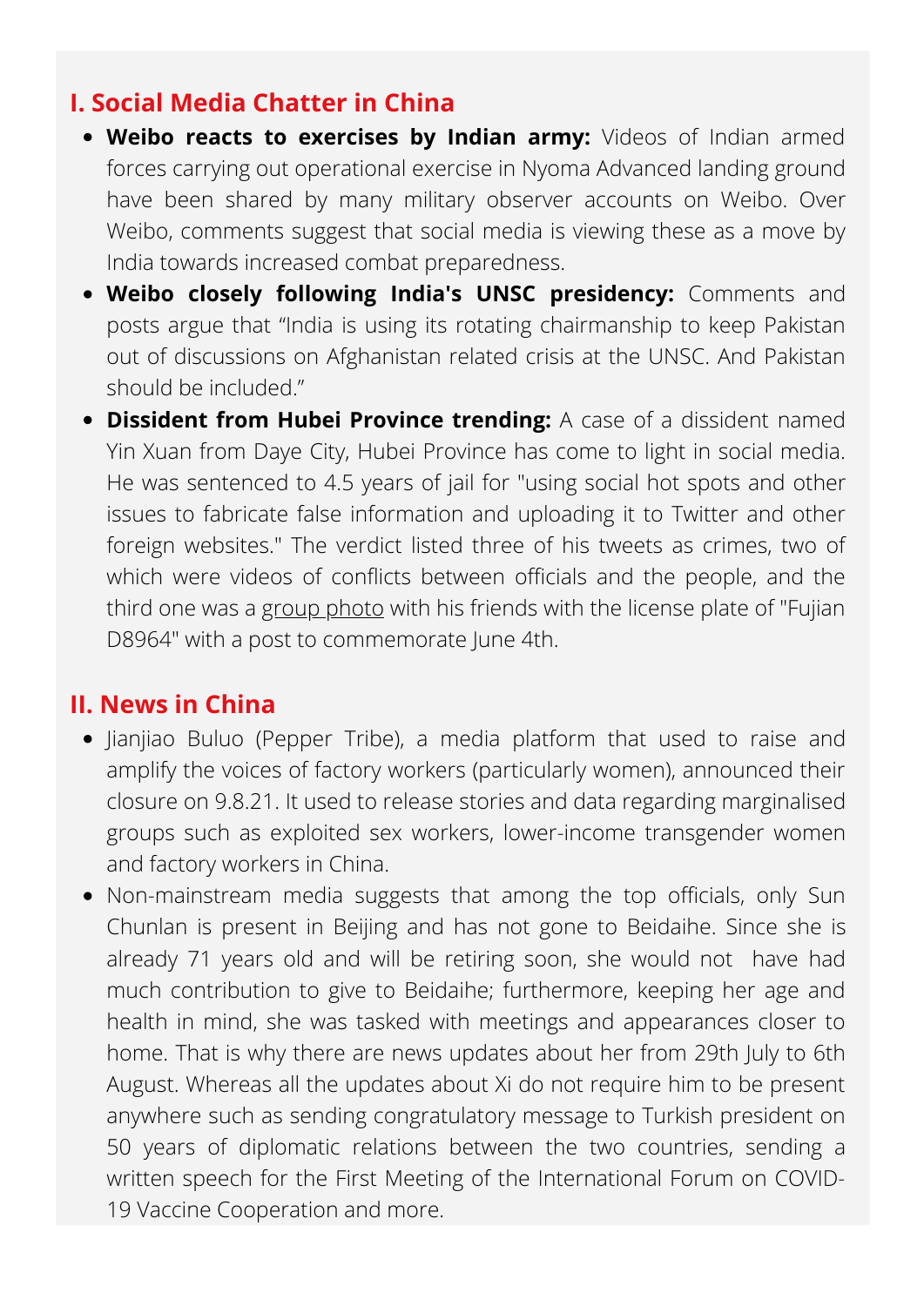## I. Social Media Chatter in China

- **Weibo reacts to exercises by Indian army:** Videos of Indian armed forces carrying out operational exercise in Nyoma Advanced landing ground have been shared by many military observer accounts on Weibo. Over Weibo, comments suggest that social media is viewing these as a move by India towards increased combat preparedness.
- **Weibo closely following India's UNSC presidency:** Comments and posts argue that "India is using its rotating chairmanship to keep Pakistan out of discussions on Afghanistan related crisis at the UNSC. And Pakistan should be included."
- **Dissident from Hubei Province trending:** A case of a dissident named Yin Xuan from Daye City, Hubei Province has come to light in social media. He was sentenced to 4.5 years of jail for "using social hot spots and other issues to fabricate false information and uploading it to Twitter and other foreign websites." The verdict listed three of his tweets as crimes, two of which were videos of conflicts between officials and the people, and the third one was a group photo with his friends with the license plate of "Fujian D8964" with a post to commemorate June 4th.

## II. News in China

- Jianjiao Buluo (Pepper Tribe), a media platform that used to raise and amplify the voices of factory workers (particularly women), announced their closure on 9.8.21. It used to release stories and data regarding marginalised groups such as exploited sex workers, lower-income transgender women and factory workers in China.
- Non-mainstream media suggests that among the top officials, only Sun Chunlan is present in Beijing and has not gone to Beidaihe. Since she is already 71 years old and will be retiring soon, she would not have had much contribution to give to Beidaihe; furthermore, keeping her age and health in mind, she was tasked with meetings and appearances closer to home. That is why there are news updates about her from 29th July to 6th August. Whereas all the updates about Xi do not require him to be present anywhere such as sending congratulatory message to Turkish president on 50 years of diplomatic relations between the two countries, sending a written speech for the First Meeting of the International Forum on COVID-19 Vaccine Cooperation and more.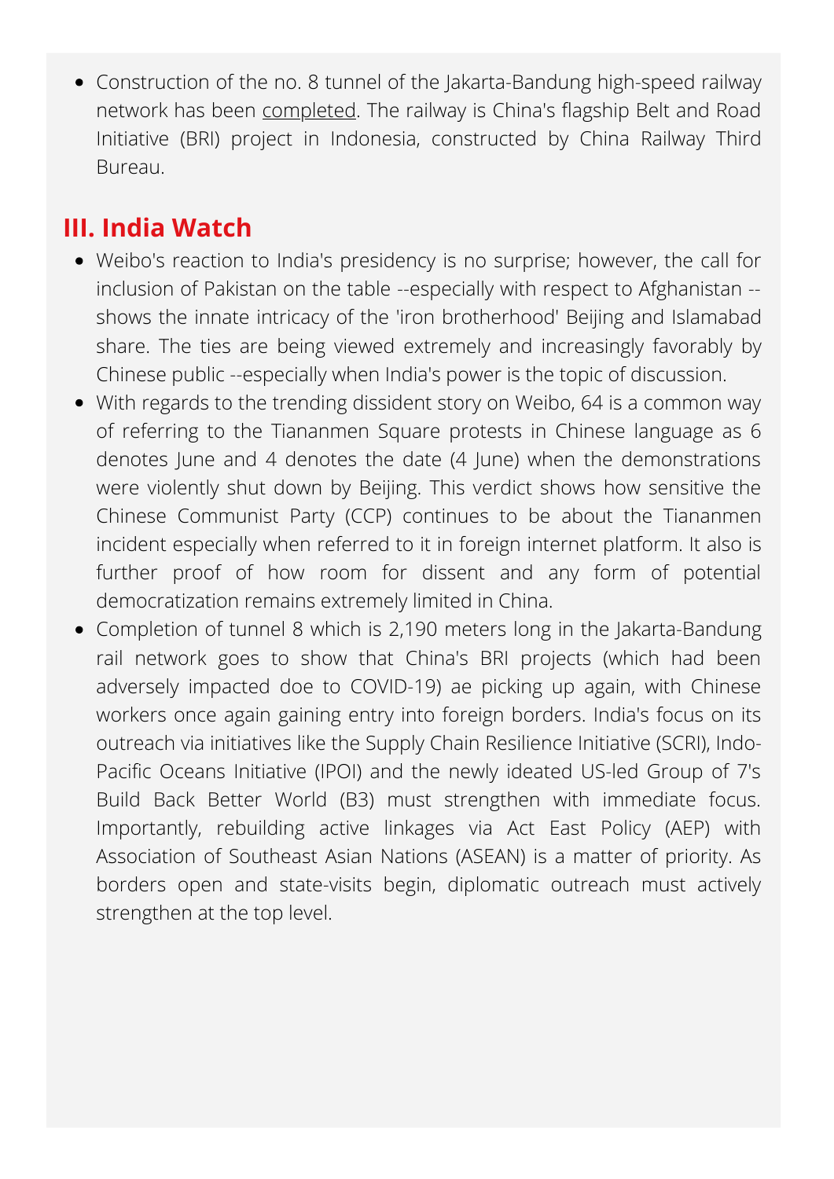- Construction of the no. 8 tunnel of the Jakarta-Bandung high-speed railway network has been completed. The railway is China's flagship Belt and Road Initiative (BRI) project in Indonesia, constructed by China Railway Third Bureau.

## III. India Watch

- Weibo's reaction to India's presidency is no surprise; however, the call for inclusion of Pakistan on the table --especially with respect to Afghanistan --shows the innate intricacy of the 'iron brotherhood' Beijing and Islamabad share. The ties are being viewed extremely and increasingly favorably by Chinese public --especially when India's power is the topic of discussion.
- With regards to the trending dissident story on Weibo, 64 is a common way of referring to the Tiananmen Square protests in Chinese language as 6 denotes June and 4 denotes the date (4 June) when the demonstrations were violently shut down by Beijing. This verdict shows how sensitive the Chinese Communist Party (CCP) continues to be about the Tiananmen incident especially when referred to it in foreign internet platform. It also is further proof of how room for dissent and any form of potential democratization remains extremely limited in China.
- Completion of tunnel 8 which is 2,190 meters long in the Jakarta-Bandung rail network goes to show that China's BRI projects (which had been adversely impacted doe to COVID-19) ae picking up again, with Chinese workers once again gaining entry into foreign borders. India's focus on its outreach via initiatives like the Supply Chain Resilience Initiative (SCRI), Indo-Pacific Oceans Initiative (IPOI) and the newly ideated US-led Group of 7's Build Back Better World (B3) must strengthen with immediate focus. Importantly, rebuilding active linkages via Act East Policy (AEP) with Association of Southeast Asian Nations (ASEAN) is a matter of priority. As borders open and state-visits begin, diplomatic outreach must actively strengthen at the top level.